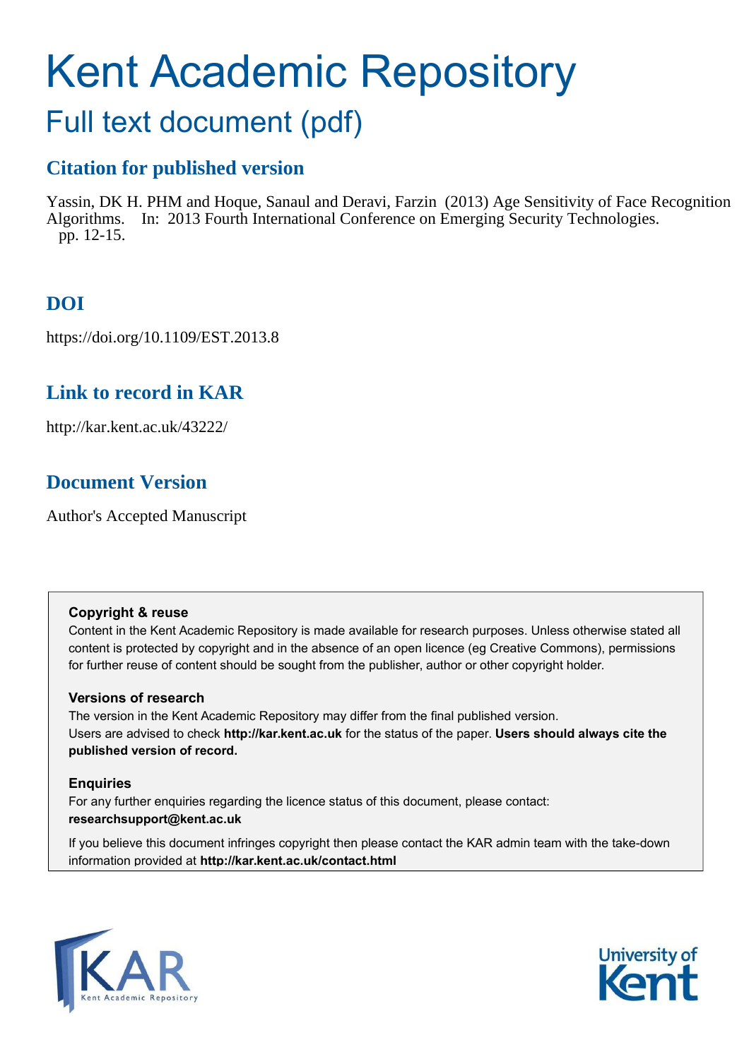# Kent Academic Repository

## Full text document (pdf)

### Citation for published version

Yassin, DK H. PHM and Hoque, Sanaul and Deravi, Farzin (2013) Age Sensitivity of Face Recognition Algorithms. In: 2013 Fourth International Conference on Emerging Security Technologies. pp. 12-15.

### DOI

https://doi.org/10.1109/EST.2013.8

### Link to record in KAR

http://kar.kent.ac.uk/43222/

### Document Version

Author's Accepted Manuscript

**Copyright & reuse**

Content in the Kent Academic Repository is made available for research purposes. Unless otherwise stated all content is protected by copyright and in the absence of an open licence (eg Creative Commons), permissions for further reuse of content should be sought from the publisher, author or other copyright holder.

**Versions of research**

The version in the Kent Academic Repository may differ from the final published version. Users are advised to check **http://kar.kent.ac.uk** for the status of the paper. **Users should always cite the published version of record.**

**Enquiries**

For any further enquiries regarding the licence status of this document, please contact: **researchsupport@kent.ac.uk**

If you believe this document infringes copyright then please contact the KAR admin team with the take-down information provided at **http://kar.kent.ac.uk/contact.html**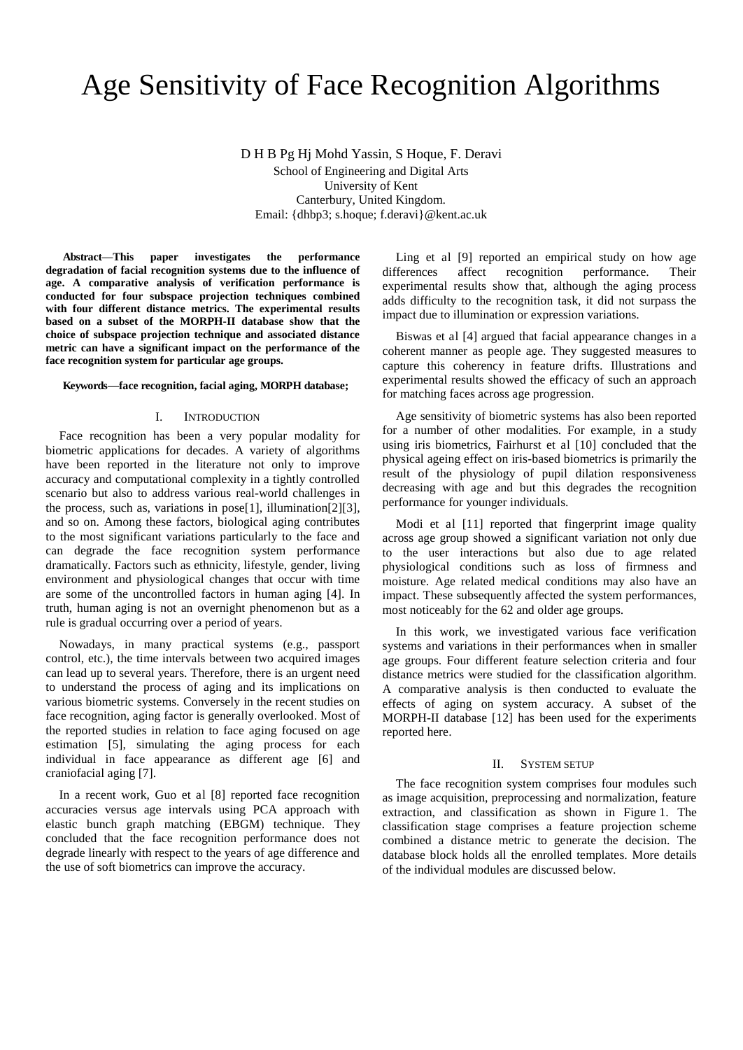# Age Sensitivity of Face Recognition Algorithms

D H B Pg Hj Mohd Yassin, S Hoque, F. Deravi
School of Engineering and Digital Arts
University of Kent
Canterbury, United Kingdom.
Email: {dhbp3; s.hoque; f.deravi}@kent.ac.uk

***Abstract*—This paper investigates the performance degradation of facial recognition systems due to the influence of age. A comparative analysis of verification performance is conducted for four subspace projection techniques combined with four different distance metrics. The experimental results based on a subset of the MORPH-II database show that the choice of subspace projection technique and associated distance metric can have a significant impact on the performance of the face recognition system for particular age groups.**

***Keywords*—face recognition, facial aging, MORPH database;**

## I. Introduction

Face recognition has been a very popular modality for biometric applications for decades. A variety of algorithms have been reported in the literature not only to improve accuracy and computational complexity in a tightly controlled scenario but also to address various real-world challenges in the process, such as, variations in pose[1], illumination[2][3], and so on. Among these factors, biological aging contributes to the most significant variations particularly to the face and can degrade the face recognition system performance dramatically. Factors such as ethnicity, lifestyle, gender, living environment and physiological changes that occur with time are some of the uncontrolled factors in human aging [4]. In truth, human aging is not an overnight phenomenon but as a rule is gradual occurring over a period of years.

Nowadays, in many practical systems (e.g., passport control, etc.), the time intervals between two acquired images can lead up to several years. Therefore, there is an urgent need to understand the process of aging and its implications on various biometric systems. Conversely in the recent studies on face recognition, aging factor is generally overlooked. Most of the reported studies in relation to face aging focused on age estimation [5], simulating the aging process for each individual in face appearance as different age [6] and craniofacial aging [7].

In a recent work, Guo et al [8] reported face recognition accuracies versus age intervals using PCA approach with elastic bunch graph matching (EBGM) technique. They concluded that the face recognition performance does not degrade linearly with respect to the years of age difference and the use of soft biometrics can improve the accuracy.

Ling et al [9] reported an empirical study on how age differences affect recognition performance. Their experimental results show that, although the aging process adds difficulty to the recognition task, it did not surpass the impact due to illumination or expression variations.

Biswas et al [4] argued that facial appearance changes in a coherent manner as people age. They suggested measures to capture this coherency in feature drifts. Illustrations and experimental results showed the efficacy of such an approach for matching faces across age progression.

Age sensitivity of biometric systems has also been reported for a number of other modalities. For example, in a study using iris biometrics, Fairhurst et al [10] concluded that the physical ageing effect on iris-based biometrics is primarily the result of the physiology of pupil dilation responsiveness decreasing with age and but this degrades the recognition performance for younger individuals.

Modi et al [11] reported that fingerprint image quality across age group showed a significant variation not only due to the user interactions but also due to age related physiological conditions such as loss of firmness and moisture. Age related medical conditions may also have an impact. These subsequently affected the system performances, most noticeably for the 62 and older age groups.

In this work, we investigated various face verification systems and variations in their performances when in smaller age groups. Four different feature selection criteria and four distance metrics were studied for the classification algorithm. A comparative analysis is then conducted to evaluate the effects of aging on system accuracy. A subset of the MORPH-II database [12] has been used for the experiments reported here.

## II. System setup

The face recognition system comprises four modules such as image acquisition, preprocessing and normalization, feature extraction, and classification as shown in Figure 1. The classification stage comprises a feature projection scheme combined a distance metric to generate the decision. The database block holds all the enrolled templates. More details of the individual modules are discussed below.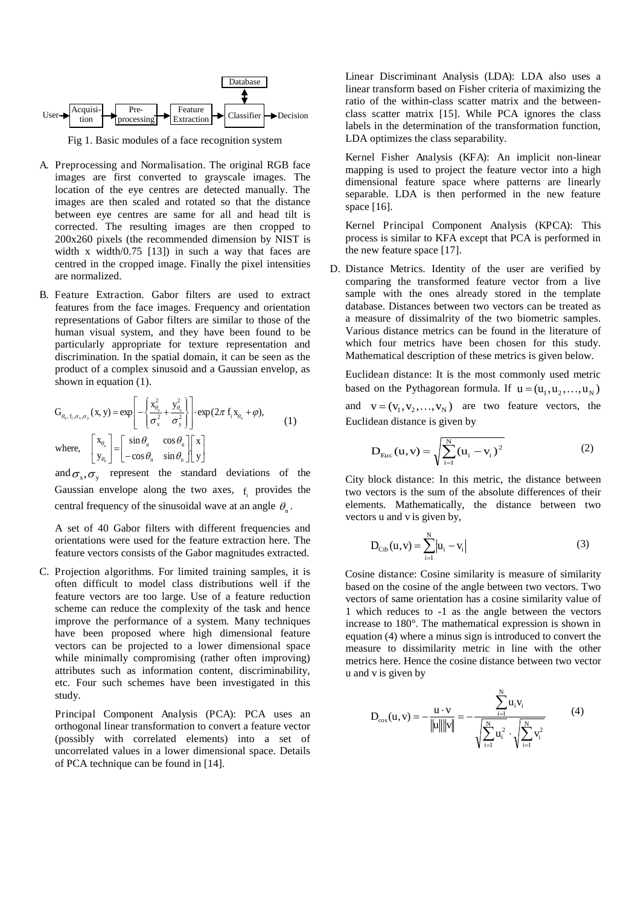User → Acquisition → Pre-processing → Feature Extraction → Classifier → Decision (Classifier ↔ Database)

Fig 1. Basic modules of a face recognition system

A. Preprocessing and Normalisation. The original RGB face images are first converted to grayscale images. The location of the eye centres are detected manually. The images are then scaled and rotated so that the distance between eye centres are same for all and head tilt is corrected. The resulting images are then cropped to 200x260 pixels (the recommended dimension by NIST is width x width/0.75 [13]) in such a way that faces are centred in the cropped image. Finally the pixel intensities are normalized.

B. Feature Extraction. Gabor filters are used to extract features from the face images. Frequency and orientation representations of Gabor filters are similar to those of the human visual system, and they have been found to be particularly appropriate for texture representation and discrimination. In the spatial domain, it can be seen as the product of a complex sinusoid and a Gaussian envelop, as shown in equation (1).

$$G_{\theta_n, f_i, \sigma_x, \sigma_y}(x, y) = \exp\left[-\left\{\frac{x_{\theta_n}^2}{\sigma_x^2} + \frac{y_{\theta_n}^2}{\sigma_y^2}\right\}\right] \cdot \exp(2\pi f_i x_{\theta_n} + \varphi), \tag{1}$$

where, $\begin{bmatrix} x_{\theta_n} \\ y_{\theta_n} \end{bmatrix} = \begin{bmatrix} \sin\theta_n & \cos\theta_n \\ -\cos\theta_n & \sin\theta_n \end{bmatrix} \begin{bmatrix} x \\ y \end{bmatrix}$

and $\sigma_x, \sigma_y$ represent the standard deviations of the Gaussian envelope along the two axes, $f_i$ provides the central frequency of the sinusoidal wave at an angle $\theta_n$.

A set of 40 Gabor filters with different frequencies and orientations were used for the feature extraction here. The feature vectors consists of the Gabor magnitudes extracted.

C. Projection algorithms. For limited training samples, it is often difficult to model class distributions well if the feature vectors are too large. Use of a feature reduction scheme can reduce the complexity of the task and hence improve the performance of a system. Many techniques have been proposed where high dimensional feature vectors can be projected to a lower dimensional space while minimally compromising (rather often improving) attributes such as information content, discriminability, etc. Four such schemes have been investigated in this study.

Principal Component Analysis (PCA): PCA uses an orthogonal linear transformation to convert a feature vector (possibly with correlated elements) into a set of uncorrelated values in a lower dimensional space. Details of PCA technique can be found in [14].

Linear Discriminant Analysis (LDA): LDA also uses a linear transform based on Fisher criteria of maximizing the ratio of the within-class scatter matrix and the between-class scatter matrix [15]. While PCA ignores the class labels in the determination of the transformation function, LDA optimizes the class separability.

Kernel Fisher Analysis (KFA): An implicit non-linear mapping is used to project the feature vector into a high dimensional feature space where patterns are linearly separable. LDA is then performed in the new feature space [16].

Kernel Principal Component Analysis (KPCA): This process is similar to KFA except that PCA is performed in the new feature space [17].

D. Distance Metrics. Identity of the user are verified by comparing the transformed feature vector from a live sample with the ones already stored in the template database. Distances between two vectors can be treated as a measure of dissimalrity of the two biometric samples. Various distance metrics can be found in the literature of which four metrics have been chosen for this study. Mathematical description of these metrics is given below.

Euclidean distance: It is the most commonly used metric based on the Pythagorean formula. If $u = (u_1, u_2, \ldots, u_N)$ and $v = (v_1, v_2, \ldots, v_N)$ are two feature vectors, the Euclidean distance is given by

$$D_{Euc}(u, v) = \sqrt{\sum_{i=1}^{N}(u_i - v_i)^2} \tag{2}$$

City block distance: In this metric, the distance between two vectors is the sum of the absolute differences of their elements. Mathematically, the distance between two vectors u and v is given by,

$$D_{Ctb}(u, v) = \sum_{i=1}^{N} |u_i - v_i| \tag{3}$$

Cosine distance: Cosine similarity is measure of similarity based on the cosine of the angle between two vectors. Two vectors of same orientation has a cosine similarity value of 1 which reduces to -1 as the angle between the vectors increase to 180°. The mathematical expression is shown in equation (4) where a minus sign is introduced to convert the measure to dissimilarity metric in line with the other metrics here. Hence the cosine distance between two vector u and v is given by

$$D_{\cos}(u, v) = -\frac{u \cdot v}{\|u\|\|v\|} = -\frac{\sum_{i=1}^{N} u_i v_i}{\sqrt{\sum_{i=1}^{N} u_i^2} \cdot \sqrt{\sum_{i=1}^{N} v_i^2}} \tag{4}$$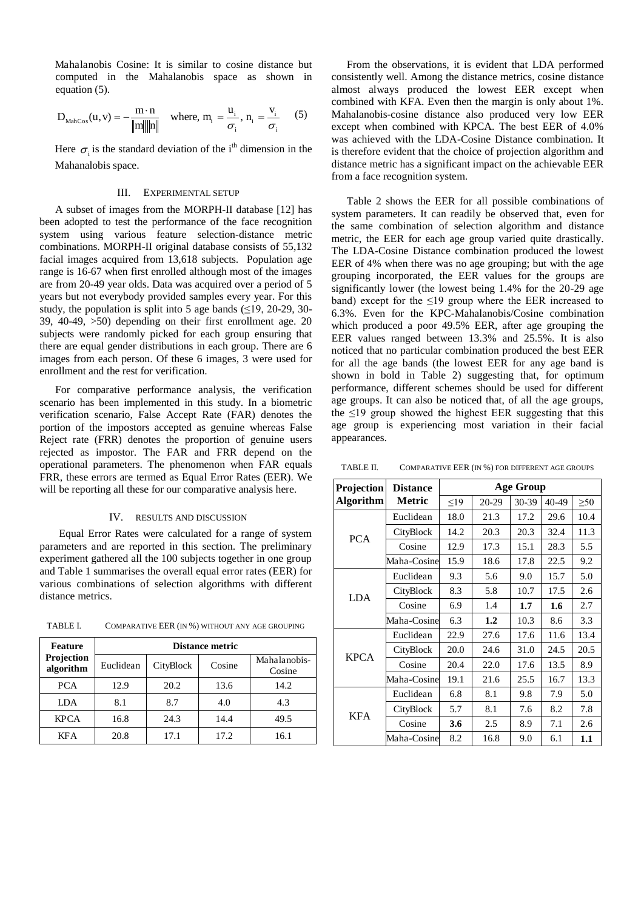Mahalanobis Cosine: It is similar to cosine distance but computed in the Mahalanobis space as shown in equation (5).

$$D_{MahCos}(u,v) = -\frac{m \cdot n}{\|m\|\|n\|} \quad \text{where, } m_i = \frac{u_i}{\sigma_i},\ n_i = \frac{v_i}{\sigma_i} \qquad (5)$$

Here $\sigma_i$ is the standard deviation of the i[th] dimension in the Mahanalobis space.

## III. EXPERIMENTAL SETUP

A subset of images from the MORPH-II database [12] has been adopted to test the performance of the face recognition system using various feature selection-distance metric combinations. MORPH-II original database consists of 55,132 facial images acquired from 13,618 subjects. Population age range is 16-67 when first enrolled although most of the images are from 20-49 year olds. Data was acquired over a period of 5 years but not everybody provided samples every year. For this study, the population is split into 5 age bands (≤19, 20-29, 30-39, 40-49, >50) depending on their first enrollment age. 20 subjects were randomly picked for each group ensuring that there are equal gender distributions in each group. There are 6 images from each person. Of these 6 images, 3 were used for enrollment and the rest for verification.

For comparative performance analysis, the verification scenario has been implemented in this study. In a biometric verification scenario, False Accept Rate (FAR) denotes the portion of the impostors accepted as genuine whereas False Reject rate (FRR) denotes the proportion of genuine users rejected as impostor. The FAR and FRR depend on the operational parameters. The phenomenon when FAR equals FRR, these errors are termed as Equal Error Rates (EER). We will be reporting all these for our comparative analysis here.

## IV. RESULTS AND DISCUSSION

Equal Error Rates were calculated for a range of system parameters and are reported in this section. The preliminary experiment gathered all the 100 subjects together in one group and Table 1 summarises the overall equal error rates (EER) for various combinations of selection algorithms with different distance metrics.

TABLE I. COMPARATIVE EER (IN %) WITHOUT ANY AGE GROUPING

| Feature Projection algorithm | Distance metric | | | |
|---|---|---|---|---|
| | Euclidean | CityBlock | Cosine | Mahalanobis-Cosine |
| PCA | 12.9 | 20.2 | 13.6 | 14.2 |
| LDA | 8.1 | 8.7 | 4.0 | 4.3 |
| KPCA | 16.8 | 24.3 | 14.4 | 49.5 |
| KFA | 20.8 | 17.1 | 17.2 | 16.1 |

From the observations, it is evident that LDA performed consistently well. Among the distance metrics, cosine distance almost always produced the lowest EER except when combined with KFA. Even then the margin is only about 1%. Mahalanobis-cosine distance also produced very low EER except when combined with KPCA. The best EER of 4.0% was achieved with the LDA-Cosine Distance combination. It is therefore evident that the choice of projection algorithm and distance metric has a significant impact on the achievable EER from a face recognition system.

Table 2 shows the EER for all possible combinations of system parameters. It can readily be observed that, even for the same combination of selection algorithm and distance metric, the EER for each age group varied quite drastically. The LDA-Cosine Distance combination produced the lowest EER of 4% when there was no age grouping; but with the age grouping incorporated, the EER values for the groups are significantly lower (the lowest being 1.4% for the 20-29 age band) except for the ≤19 group where the EER increased to 6.3%. Even for the KPC-Mahalanobis/Cosine combination which produced a poor 49.5% EER, after age grouping the EER values ranged between 13.3% and 25.5%. It is also noticed that no particular combination produced the best EER for all the age bands (the lowest EER for any age band is shown in bold in Table 2) suggesting that, for optimum performance, different schemes should be used for different age groups. It can also be noticed that, of all the age groups, the ≤19 group showed the highest EER suggesting that this age group is experiencing most variation in their facial appearances.

TABLE II. COMPARATIVE EER (IN %) FOR DIFFERENT AGE GROUPS

| Projection Algorithm | Distance Metric | Age Group | | | | |
|---|---|---|---|---|---|---|
| | | ≤19 | 20-29 | 30-39 | 40-49 | ≥50 |
| PCA | Euclidean | 18.0 | 21.3 | 17.2 | 29.6 | 10.4 |
| | CityBlock | 14.2 | 20.3 | 20.3 | 32.4 | 11.3 |
| | Cosine | 12.9 | 17.3 | 15.1 | 28.3 | 5.5 |
| | Maha-Cosine | 15.9 | 18.6 | 17.8 | 22.5 | 9.2 |
| LDA | Euclidean | 9.3 | 5.6 | 9.0 | 15.7 | 5.0 |
| | CityBlock | 8.3 | 5.8 | 10.7 | 17.5 | 2.6 |
| | Cosine | 6.9 | 1.4 | **1.7** | **1.6** | 2.7 |
| | Maha-Cosine | 6.3 | **1.2** | 10.3 | 8.6 | 3.3 |
| KPCA | Euclidean | 22.9 | 27.6 | 17.6 | 11.6 | 13.4 |
| | CityBlock | 20.0 | 24.6 | 31.0 | 24.5 | 20.5 |
| | Cosine | 20.4 | 22.0 | 17.6 | 13.5 | 8.9 |
| | Maha-Cosine | 19.1 | 21.6 | 25.5 | 16.7 | 13.3 |
| KFA | Euclidean | 6.8 | 8.1 | 9.8 | 7.9 | 5.0 |
| | CityBlock | 5.7 | 8.1 | 7.6 | 8.2 | 7.8 |
| | Cosine | **3.6** | 2.5 | 8.9 | 7.1 | 2.6 |
| | Maha-Cosine | 8.2 | 16.8 | 9.0 | 6.1 | **1.1** |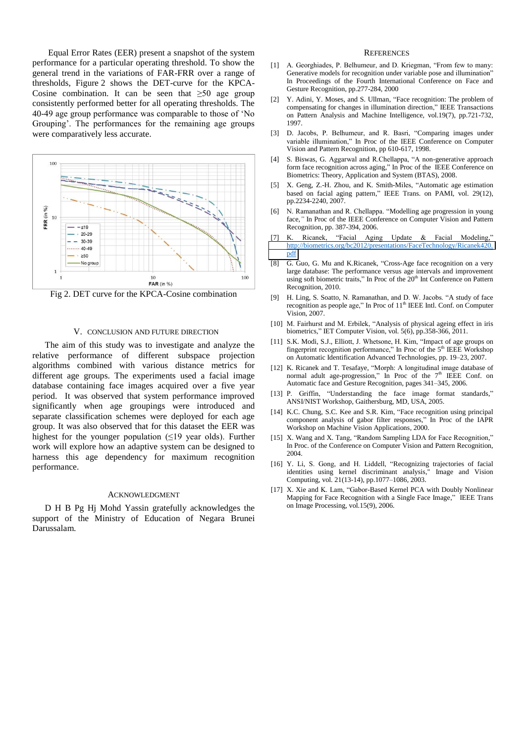Equal Error Rates (EER) present a snapshot of the system performance for a particular operating threshold. To show the general trend in the variations of FAR-FRR over a range of thresholds, Figure 2 shows the DET-curve for the KPCA-Cosine combination. It can be seen that ≥50 age group consistently performed better for all operating thresholds. The 40-49 age group performance was comparable to those of 'No Grouping'. The performances for the remaining age groups were comparatively less accurate.

100

10

1

FRR (in %)

1

10

100

FAR (in %)

≤19

20-29

30-39

40-49

≥50

No group

Fig 2. DET curve for the KPCA-Cosine combination

## V. Conclusion and Future Direction

The aim of this study was to investigate and analyze the relative performance of different subspace projection algorithms combined with various distance metrics for different age groups. The experiments used a facial image database containing face images acquired over a five year period. It was observed that system performance improved significantly when age groupings were introduced and separate classification schemes were deployed for each age group. It was also observed that for this dataset the EER was highest for the younger population (≤19 year olds). Further work will explore how an adaptive system can be designed to harness this age dependency for maximum recognition performance.

## Acknowledgment

D H B Pg Hj Mohd Yassin gratefully acknowledges the support of the Ministry of Education of Negara Brunei Darussalam.

## References

[1] A. Georghiades, P. Belhumeur, and D. Kriegman, "From few to many: Generative models for recognition under variable pose and illumination" In Proceedings of the Fourth International Conference on Face and Gesture Recognition, pp.277-284, 2000

[2] Y. Adini, Y. Moses, and S. Ullman, "Face recognition: The problem of compensating for changes in illumination direction," IEEE Transactions on Pattern Analysis and Machine Intelligence, vol.19(7), pp.721-732, 1997.

[3] D. Jacobs, P. Belhumeur, and R. Basri, "Comparing images under variable illumination," In Proc of the IEEE Conference on Computer Vision and Pattern Recognition, pp 610-617, 1998.

[4] S. Biswas, G. Aggarwal and R.Chellappa, "A non-generative approach form face recognition across aging," In Proc of the IEEE Conference on Biometrics: Theory, Application and System (BTAS), 2008.

[5] X. Geng, Z.-H. Zhou, and K. Smith-Miles, "Automatic age estimation based on facial aging pattern," IEEE Trans. on PAMI, vol. 29(12), pp.2234-2240, 2007.

[6] N. Ramanathan and R. Chellappa. "Modelling age progression in young face," In Proc of the IEEE Conference on Computer Vision and Pattern Recognition, pp. 387-394, 2006.

[7] K. Ricanek, "Facial Aging Update & Facial Modeling," http://biometrics.org/bc2012/presentations/FaceTechnology/Ricanek420.pdf

[8] G. Guo, G. Mu and K.Ricanek, "Cross-Age face recognition on a very large database: The performance versus age intervals and improvement using soft biometric traits," In Proc of the 20th Int Conference on Pattern Recognition, 2010.

[9] H. Ling, S. Soatto, N. Ramanathan, and D. W. Jacobs. "A study of face recognition as people age," In Proc of 11th IEEE Intl. Conf. on Computer Vision, 2007.

[10] M. Fairhurst and M. Erbilek, "Analysis of physical ageing effect in iris biometrics," IET Computer Vision, vol. 5(6), pp.358-366, 2011.

[11] S.K. Modi, S.J., Elliott, J. Whetsone, H. Kim, "Impact of age groups on fingerprint recognition performance," In Proc of the 5th IEEE Workshop on Automatic Identification Advanced Technologies, pp. 19–23, 2007.

[12] K. Ricanek and T. Tesafaye, "Morph: A longitudinal image database of normal adult age-progression," In Proc of the 7th IEEE Conf. on Automatic face and Gesture Recognition, pages 341–345, 2006.

[13] P. Griffin, "Understanding the face image format standards," ANSI/NIST Workshop, Gaithersburg, MD, USA, 2005.

[14] K.C. Chung, S.C. Kee and S.R. Kim, "Face recognition using principal component analysis of gabor filter responses," In Proc of the IAPR Workshop on Machine Vision Applications, 2000.

[15] X. Wang and X. Tang, "Random Sampling LDA for Face Recognition," In Proc. of the Conference on Computer Vision and Pattern Recognition, 2004.

[16] Y. Li, S. Gong, and H. Liddell, "Recognizing trajectories of facial identities using kernel discriminant analysis," Image and Vision Computing, vol. 21(13-14), pp.1077–1086, 2003.

[17] X. Xie and K. Lam, "Gabor-Based Kernel PCA with Doubly Nonlinear Mapping for Face Recognition with a Single Face Image," IEEE Trans on Image Processing, vol.15(9), 2006.